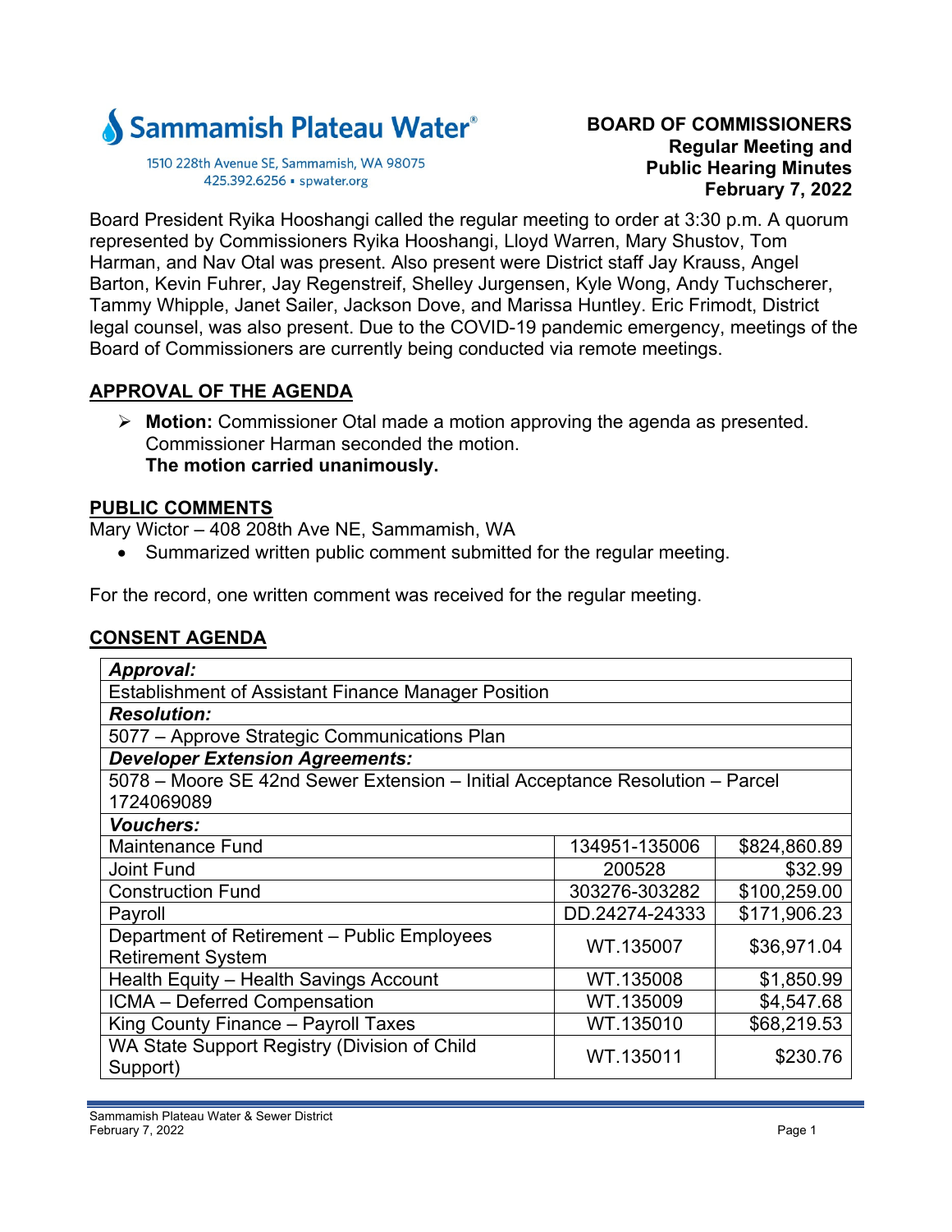Sammamish Plateau Water®

1510 228th Avenue SE, Sammamish, WA 98075
425.392.6256 ▪ spwater.org

**BOARD OF COMMISSIONERS**
**Regular Meeting and**
**Public Hearing Minutes**
**February 7, 2022**

Board President Ryika Hooshangi called the regular meeting to order at 3:30 p.m. A quorum represented by Commissioners Ryika Hooshangi, Lloyd Warren, Mary Shustov, Tom Harman, and Nav Otal was present. Also present were District staff Jay Krauss, Angel Barton, Kevin Fuhrer, Jay Regenstreif, Shelley Jurgensen, Kyle Wong, Andy Tuchscherer, Tammy Whipple, Janet Sailer, Jackson Dove, and Marissa Huntley. Eric Frimodt, District legal counsel, was also present. Due to the COVID-19 pandemic emergency, meetings of the Board of Commissioners are currently being conducted via remote meetings.

## APPROVAL OF THE AGENDA

- **Motion:** Commissioner Otal made a motion approving the agenda as presented. Commissioner Harman seconded the motion.
  **The motion carried unanimously.**

## PUBLIC COMMENTS

Mary Wictor – 408 208th Ave NE, Sammamish, WA

- Summarized written public comment submitted for the regular meeting.

For the record, one written comment was received for the regular meeting.

## CONSENT AGENDA

| | | |
|---|---|---|
| ***Approval:*** | | |
| Establishment of Assistant Finance Manager Position | | |
| ***Resolution:*** | | |
| 5077 – Approve Strategic Communications Plan | | |
| ***Developer Extension Agreements:*** | | |
| 5078 – Moore SE 42nd Sewer Extension – Initial Acceptance Resolution – Parcel 1724069089 | | |
| ***Vouchers:*** | | |
| Maintenance Fund | 134951-135006 | $824,860.89 |
| Joint Fund | 200528 | $32.99 |
| Construction Fund | 303276-303282 | $100,259.00 |
| Payroll | DD.24274-24333 | $171,906.23 |
| Department of Retirement – Public Employees Retirement System | WT.135007 | $36,971.04 |
| Health Equity – Health Savings Account | WT.135008 | $1,850.99 |
| ICMA – Deferred Compensation | WT.135009 | $4,547.68 |
| King County Finance – Payroll Taxes | WT.135010 | $68,219.53 |
| WA State Support Registry (Division of Child Support) | WT.135011 | $230.76 |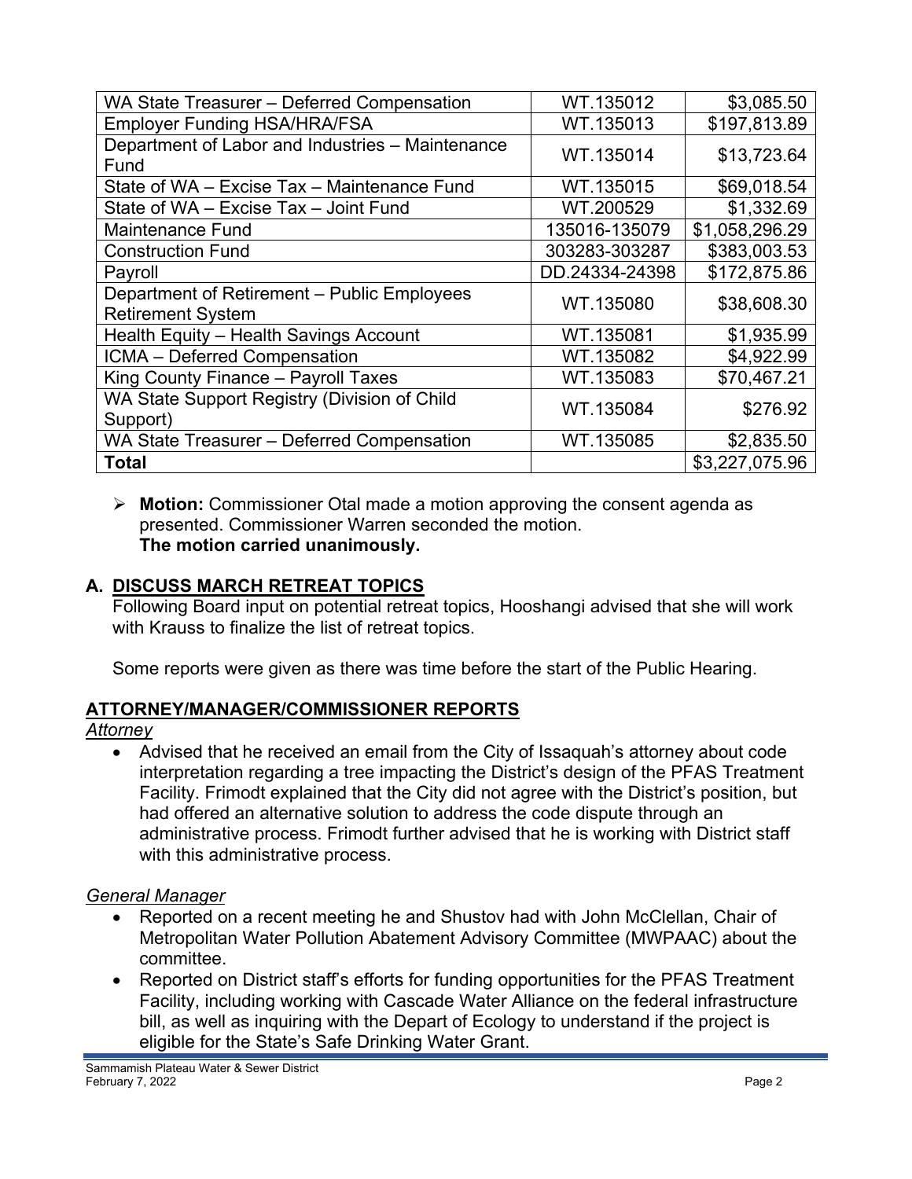| WA State Treasurer – Deferred Compensation | WT.135012 | $3,085.50 |
|---|---|---|
| Employer Funding HSA/HRA/FSA | WT.135013 | $197,813.89 |
| Department of Labor and Industries – Maintenance Fund | WT.135014 | $13,723.64 |
| State of WA – Excise Tax – Maintenance Fund | WT.135015 | $69,018.54 |
| State of WA – Excise Tax – Joint Fund | WT.200529 | $1,332.69 |
| Maintenance Fund | 135016-135079 | $1,058,296.29 |
| Construction Fund | 303283-303287 | $383,003.53 |
| Payroll | DD.24334-24398 | $172,875.86 |
| Department of Retirement – Public Employees Retirement System | WT.135080 | $38,608.30 |
| Health Equity – Health Savings Account | WT.135081 | $1,935.99 |
| ICMA – Deferred Compensation | WT.135082 | $4,922.99 |
| King County Finance – Payroll Taxes | WT.135083 | $70,467.21 |
| WA State Support Registry (Division of Child Support) | WT.135084 | $276.92 |
| WA State Treasurer – Deferred Compensation | WT.135085 | $2,835.50 |
| **Total** | | $3,227,075.96 |

- **Motion:** Commissioner Otal made a motion approving the consent agenda as presented. Commissioner Warren seconded the motion.
  **The motion carried unanimously.**

## A. DISCUSS MARCH RETREAT TOPICS

Following Board input on potential retreat topics, Hooshangi advised that she will work with Krauss to finalize the list of retreat topics.

Some reports were given as there was time before the start of the Public Hearing.

## ATTORNEY/MANAGER/COMMISSIONER REPORTS

*Attorney*

- Advised that he received an email from the City of Issaquah's attorney about code interpretation regarding a tree impacting the District's design of the PFAS Treatment Facility. Frimodt explained that the City did not agree with the District's position, but had offered an alternative solution to address the code dispute through an administrative process. Frimodt further advised that he is working with District staff with this administrative process.

*General Manager*

- Reported on a recent meeting he and Shustov had with John McClellan, Chair of Metropolitan Water Pollution Abatement Advisory Committee (MWPAAC) about the committee.
- Reported on District staff's efforts for funding opportunities for the PFAS Treatment Facility, including working with Cascade Water Alliance on the federal infrastructure bill, as well as inquiring with the Depart of Ecology to understand if the project is eligible for the State's Safe Drinking Water Grant.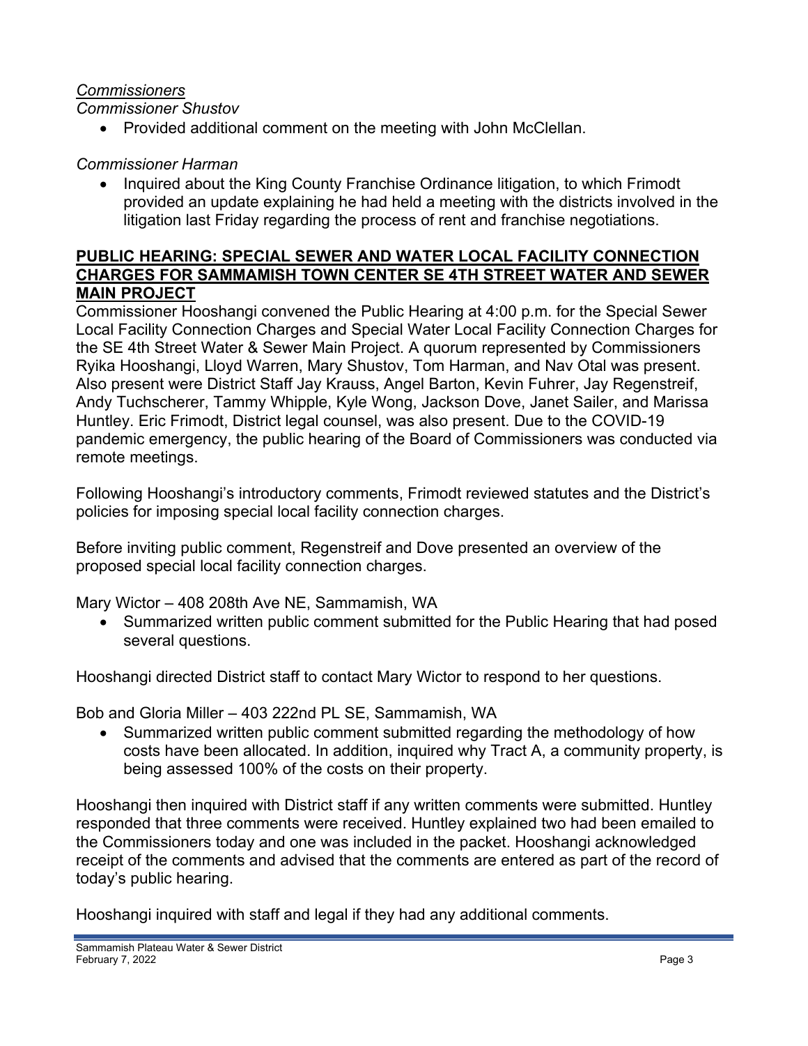*Commissioners*

*Commissioner Shustov*

- Provided additional comment on the meeting with John McClellan.

*Commissioner Harman*

- Inquired about the King County Franchise Ordinance litigation, to which Frimodt provided an update explaining he had held a meeting with the districts involved in the litigation last Friday regarding the process of rent and franchise negotiations.

**PUBLIC HEARING: SPECIAL SEWER AND WATER LOCAL FACILITY CONNECTION CHARGES FOR SAMMAMISH TOWN CENTER SE 4TH STREET WATER AND SEWER MAIN PROJECT**

Commissioner Hooshangi convened the Public Hearing at 4:00 p.m. for the Special Sewer Local Facility Connection Charges and Special Water Local Facility Connection Charges for the SE 4th Street Water & Sewer Main Project. A quorum represented by Commissioners Ryika Hooshangi, Lloyd Warren, Mary Shustov, Tom Harman, and Nav Otal was present. Also present were District Staff Jay Krauss, Angel Barton, Kevin Fuhrer, Jay Regenstreif, Andy Tuchscherer, Tammy Whipple, Kyle Wong, Jackson Dove, Janet Sailer, and Marissa Huntley. Eric Frimodt, District legal counsel, was also present. Due to the COVID-19 pandemic emergency, the public hearing of the Board of Commissioners was conducted via remote meetings.

Following Hooshangi's introductory comments, Frimodt reviewed statutes and the District's policies for imposing special local facility connection charges.

Before inviting public comment, Regenstreif and Dove presented an overview of the proposed special local facility connection charges.

Mary Wictor – 408 208th Ave NE, Sammamish, WA

- Summarized written public comment submitted for the Public Hearing that had posed several questions.

Hooshangi directed District staff to contact Mary Wictor to respond to her questions.

Bob and Gloria Miller – 403 222nd PL SE, Sammamish, WA

- Summarized written public comment submitted regarding the methodology of how costs have been allocated. In addition, inquired why Tract A, a community property, is being assessed 100% of the costs on their property.

Hooshangi then inquired with District staff if any written comments were submitted. Huntley responded that three comments were received. Huntley explained two had been emailed to the Commissioners today and one was included in the packet. Hooshangi acknowledged receipt of the comments and advised that the comments are entered as part of the record of today's public hearing.

Hooshangi inquired with staff and legal if they had any additional comments.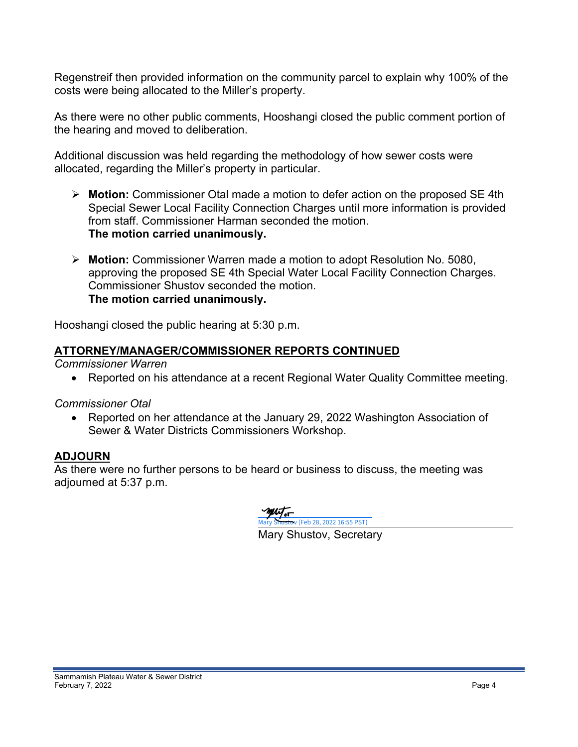Regenstreif then provided information on the community parcel to explain why 100% of the costs were being allocated to the Miller's property.

As there were no other public comments, Hooshangi closed the public comment portion of the hearing and moved to deliberation.

Additional discussion was held regarding the methodology of how sewer costs were allocated, regarding the Miller's property in particular.

- **Motion:** Commissioner Otal made a motion to defer action on the proposed SE 4th Special Sewer Local Facility Connection Charges until more information is provided from staff. Commissioner Harman seconded the motion.
  **The motion carried unanimously.**

- **Motion:** Commissioner Warren made a motion to adopt Resolution No. 5080, approving the proposed SE 4th Special Water Local Facility Connection Charges. Commissioner Shustov seconded the motion.
  **The motion carried unanimously.**

Hooshangi closed the public hearing at 5:30 p.m.

## ATTORNEY/MANAGER/COMMISSIONER REPORTS CONTINUED

*Commissioner Warren*

- Reported on his attendance at a recent Regional Water Quality Committee meeting.

*Commissioner Otal*

- Reported on her attendance at the January 29, 2022 Washington Association of Sewer & Water Districts Commissioners Workshop.

## ADJOURN

As there were no further persons to be heard or business to discuss, the meeting was adjourned at 5:37 p.m.

Mary Shustov (Feb 28, 2022 16:55 PST)

Mary Shustov, Secretary